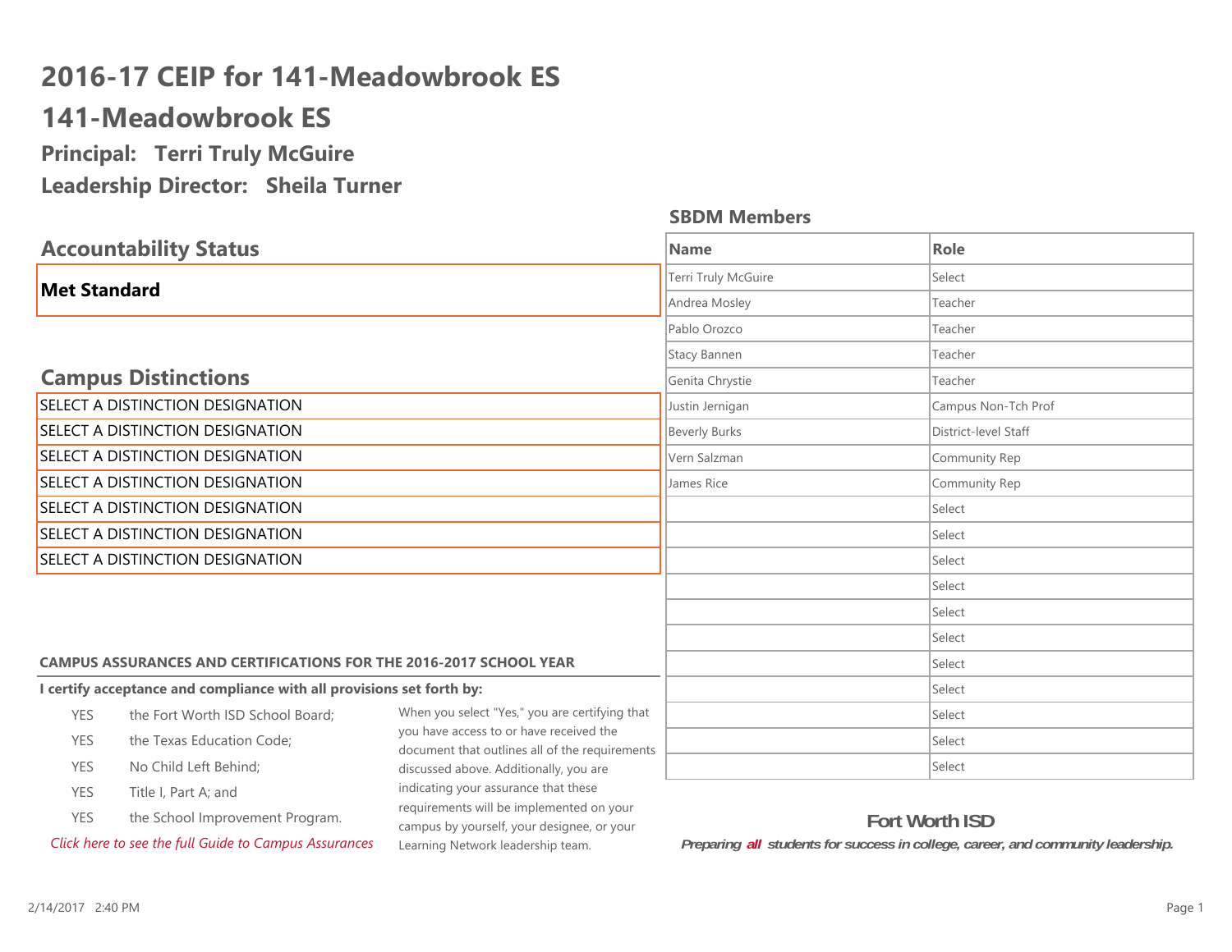# 2016-17 CEIP for 141-Meadowbrook ES

# 141-Meadowbrook ES

### Principal: Terri Truly McGuire

### Leadership Director: Sheila Turner

## Accountability Status

**Met Standard**

## Campus Distinctions

SELECT A DISTINCTION DESIGNATION

SELECT A DISTINCTION DESIGNATION

SELECT A DISTINCTION DESIGNATION

SELECT A DISTINCTION DESIGNATION

SELECT A DISTINCTION DESIGNATION

SELECT A DISTINCTION DESIGNATION

SELECT A DISTINCTION DESIGNATION

### SBDM Members

| Name | Role |
|---|---|
| Terri Truly McGuire | Select |
| Andrea Mosley | Teacher |
| Pablo Orozco | Teacher |
| Stacy Bannen | Teacher |
| Genita Chrystie | Teacher |
| Justin Jernigan | Campus Non-Tch Prof |
| Beverly Burks | District-level Staff |
| Vern Salzman | Community Rep |
| James Rice | Community Rep |
| | Select |
| | Select |
| | Select |
| | Select |
| | Select |
| | Select |
| | Select |
| | Select |
| | Select |
| | Select |
| | Select |

**CAMPUS ASSURANCES AND CERTIFICATIONS FOR THE 2016-2017 SCHOOL YEAR**

**I certify acceptance and compliance with all provisions set forth by:**

| | |
|---|---|
| YES | the Fort Worth ISD School Board; |
| YES | the Texas Education Code; |
| YES | No Child Left Behind; |
| YES | Title I, Part A; and |
| YES | the School Improvement Program. |

*Click here to see the full Guide to Campus Assurances*

When you select "Yes," you are certifying that you have access to or have received the document that outlines all of the requirements discussed above. Additionally, you are indicating your assurance that these requirements will be implemented on your campus by yourself, your designee, or your Learning Network leadership team.

**Fort Worth ISD**

***Preparing all students for success in college, career, and community leadership.***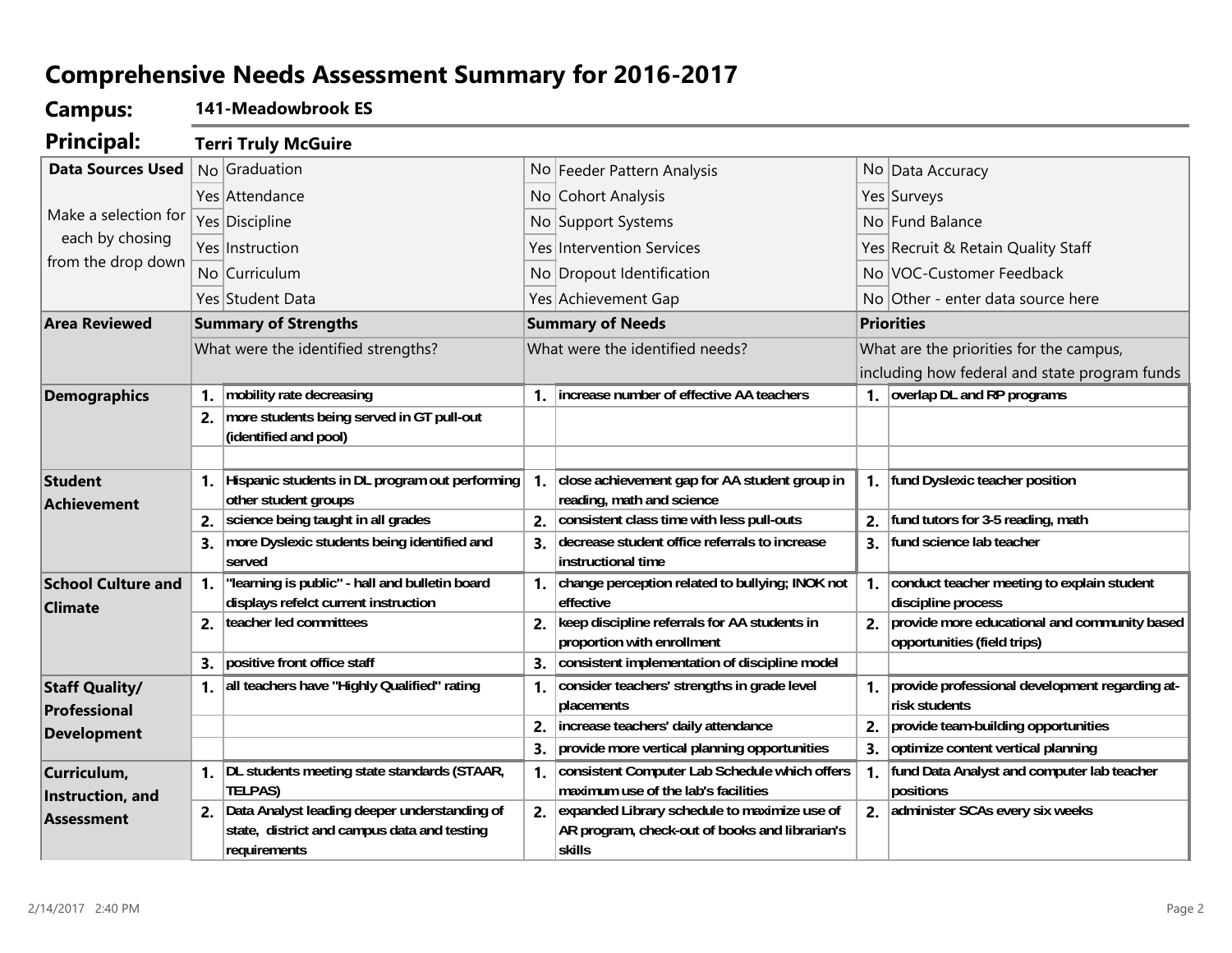# Comprehensive Needs Assessment Summary for 2016-2017

**Campus:** 141-Meadowbrook ES

**Principal:** Terri Truly McGuire

| Data Sources Used | | | | | | |
|---|---|---|---|---|---|---|
| Make a selection for each by chosing from the drop down | No | Graduation | No | Feeder Pattern Analysis | No | Data Accuracy |
| | Yes | Attendance | No | Cohort Analysis | Yes | Surveys |
| | Yes | Discipline | No | Support Systems | No | Fund Balance |
| | Yes | Instruction | Yes | Intervention Services | Yes | Recruit & Retain Quality Staff |
| | No | Curriculum | No | Dropout Identification | No | VOC-Customer Feedback |
| | Yes | Student Data | Yes | Achievement Gap | No | Other - enter data source here |

| Area Reviewed | | Summary of Strengths | | Summary of Needs | | Priorities |
|---|---|---|---|---|---|---|
| | | What were the identified strengths? | | What were the identified needs? | | What are the priorities for the campus, including how federal and state program funds |
| **Demographics** | 1. | mobility rate decreasing | 1. | increase number of effective AA teachers | 1. | overlap DL and RP programs |
| | 2. | more students being served in GT pull-out (identified and pool) | | | | |
| | | | | | | |
| **Student Achievement** | 1. | Hispanic students in DL program out performing other student groups | 1. | close achievement gap for AA student group in reading, math and science | 1. | fund Dyslexic teacher position |
| | 2. | science being taught in all grades | 2. | consistent class time with less pull-outs | 2. | fund tutors for 3-5 reading, math |
| | 3. | more Dyslexic students being identified and served | 3. | decrease student office referrals to increase instructional time | 3. | fund science lab teacher |
| **School Culture and Climate** | 1. | "learning is public" - hall and bulletin board displays refelct current instruction | 1. | change perception related to bullying; INOK not effective | 1. | conduct teacher meeting to explain student discipline process |
| | 2. | teacher led committees | 2. | keep discipline referrals for AA students in proportion with enrollment | 2. | provide more educational and community based opportunities (field trips) |
| | 3. | positive front office staff | 3. | consistent implementation of discipline model | | |
| **Staff Quality/ Professional Development** | 1. | all teachers have "Highly Qualified" rating | 1. | consider teachers' strengths in grade level placements | 1. | provide professional development regarding at-risk students |
| | | | 2. | increase teachers' daily attendance | 2. | provide team-building opportunities |
| | | | 3. | provide more vertical planning opportunities | 3. | optimize content vertical planning |
| **Curriculum, Instruction, and Assessment** | 1. | DL students meeting state standards (STAAR, TELPAS) | 1. | consistent Computer Lab Schedule which offers maximum use of the lab's facilities | 1. | fund Data Analyst and computer lab teacher positions |
| | 2. | Data Analyst leading deeper understanding of state, district and campus data and testing requirements | 2. | expanded Library schedule to maximize use of AR program, check-out of books and librarian's skills | 2. | administer SCAs every six weeks |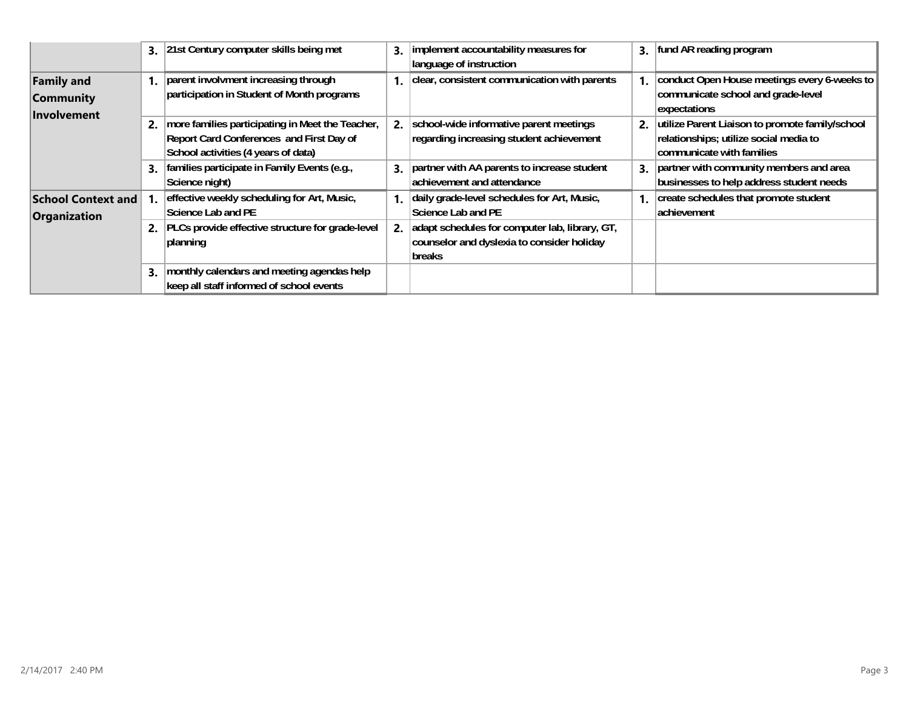| | | | | | | |
|---|---|---|---|---|---|---|
| | 3. | 21st Century computer skills being met | 3. | implement accountability measures for language of instruction | 3. | fund AR reading program |
| **Family and Community Involvement** | 1. | parent involvment increasing through participation in Student of Month programs | 1. | clear, consistent communication with parents | 1. | conduct Open House meetings every 6-weeks to communicate school and grade-level expectations |
| | 2. | more families participating in Meet the Teacher, Report Card Conferences and First Day of School activities (4 years of data) | 2. | school-wide informative parent meetings regarding increasing student achievement | 2. | utilize Parent Liaison to promote family/school relationships; utilize social media to communicate with families |
| | 3. | families participate in Family Events (e.g., Science night) | 3. | partner with AA parents to increase student achievement and attendance | 3. | partner with community members and area businesses to help address student needs |
| **School Context and Organization** | 1. | effective weekly scheduling for Art, Music, Science Lab and PE | 1. | daily grade-level schedules for Art, Music, Science Lab and PE | 1. | create schedules that promote student achievement |
| | 2. | PLCs provide effective structure for grade-level planning | 2. | adapt schedules for computer lab, library, GT, counselor and dyslexia to consider holiday breaks | | |
| | 3. | monthly calendars and meeting agendas help keep all staff informed of school events | | | | |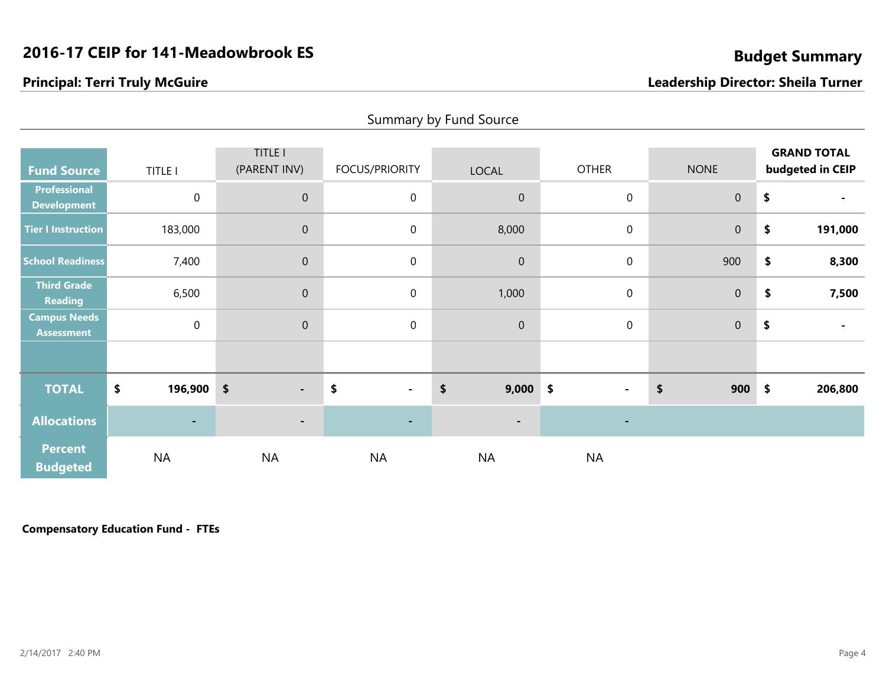# 2016-17 CEIP for 141-Meadowbrook ES

## Budget Summary

**Principal: Terri Truly McGuire**

**Leadership Director: Sheila Turner**

### Summary by Fund Source

| Fund Source | TITLE I | TITLE I (PARENT INV) | FOCUS/PRIORITY | LOCAL | OTHER | NONE | GRAND TOTAL budgeted in CEIP |
|---|---|---|---|---|---|---|---|
| Professional Development | 0 | 0 | 0 | 0 | 0 | 0 | $ - |
| Tier I Instruction | 183,000 | 0 | 0 | 8,000 | 0 | 0 | $ 191,000 |
| School Readiness | 7,400 | 0 | 0 | 0 | 0 | 900 | $ 8,300 |
| Third Grade Reading | 6,500 | 0 | 0 | 1,000 | 0 | 0 | $ 7,500 |
| Campus Needs Assessment | 0 | 0 | 0 | 0 | 0 | 0 | $ - |
| | | | | | | | |
| **TOTAL** | **$ 196,900** | **$ -** | **$ -** | **$ 9,000** | **$ -** | **$ 900** | **$ 206,800** |
| **Allocations** | - | - | - | - | - | | |
| **Percent Budgeted** | NA | NA | NA | NA | NA | | |

**Compensatory Education Fund - FTEs**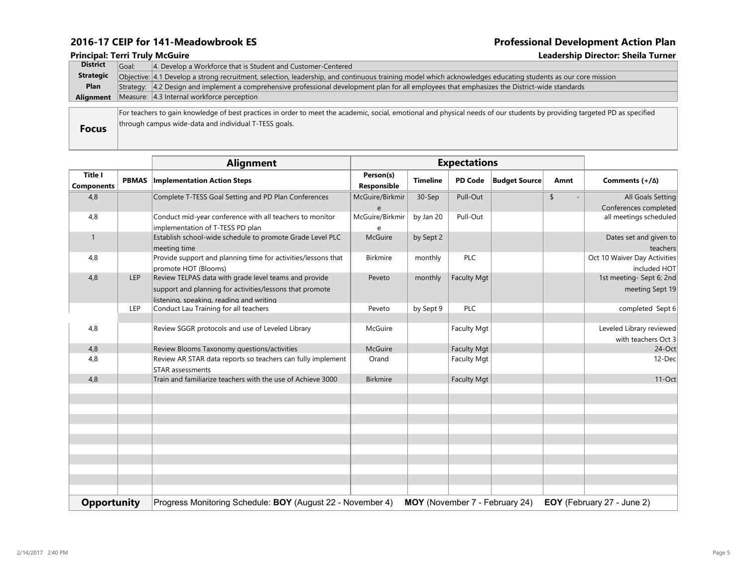## 2016-17 CEIP for 141-Meadowbrook ES

**Professional Development Action Plan**

**Principal: Terri Truly McGuire**

**Leadership Director: Sheila Turner**

| District Strategic Plan Alignment | | |
|---|---|---|
| | Goal: | 4. Develop a Workforce that is Student and Customer-Centered |
| | Objective: | 4.1 Develop a strong recruitment, selection, leadership, and continuous training model which acknowledges educating students as our core mission |
| | Strategy: | 4.2 Design and implement a comprehensive professional development plan for all employees that emphasizes the District-wide standards |
| | Measure: | 4.3 Internal workforce perception |

| **Focus** | For teachers to gain knowledge of best practices in order to meet the academic, social, emotional and physical needs of our students by providing targeted PD as specified through campus wide-data and individual T-TESS goals. |
|---|---|

| | | **Alignment** | **Expectations** | | | | | |
|---|---|---|---|---|---|---|---|---|
| **Title I Components** | **PBMAS** | **Implementation Action Steps** | **Person(s) Responsible** | **Timeline** | **PD Code** | **Budget Source** | **Amnt** | **Comments (+/Δ)** |
| 4,8 | | Complete T-TESS Goal Setting and PD Plan Conferences | McGuire/Birkmire | 30-Sep | Pull-Out | | $ - | All Goals Setting Conferences completed |
| 4,8 | | Conduct mid-year conference with all teachers to monitor implementation of T-TESS PD plan | McGuire/Birkmire | by Jan 20 | Pull-Out | | | all meetings scheduled |
| 1 | | Establish school-wide schedule to promote Grade Level PLC meeting time | McGuire | by Sept 2 | | | | Dates set and given to teachers |
| 4,8 | | Provide support and planning time for activities/lessons that promote HOT (Blooms) | Birkmire | monthly | PLC | | | Oct 10 Waiver Day Activities included HOT |
| 4,8 | LEP | Review TELPAS data with grade level teams and provide support and planning for activities/lessons that promote listening, speaking, reading and writing | Peveto | monthly | Faculty Mgt | | | 1st meeting- Sept 6; 2nd meeting Sept 19 |
| | LEP | Conduct Lau Training for all teachers | Peveto | by Sept 9 | PLC | | | completed Sept 6 |
| | | | | | | | | |
| 4,8 | | Review SGGR protocols and use of Leveled Library | McGuire | | Faculty Mgt | | | Leveled Library reviewed with teachers Oct 3 |
| 4,8 | | Review Blooms Taxonomy questions/activities | McGuire | | Faculty Mgt | | | 24-Oct |
| 4,8 | | Review AR STAR data reports so teachers can fully implement STAR assessments | Orand | | Faculty Mgt | | | 12-Dec |
| 4,8 | | Train and familiarize teachers with the use of Achieve 3000 | Birkmire | | Faculty Mgt | | | 11-Oct |

| **Opportunity** | Progress Monitoring Schedule: **BOY** (August 22 - November 4) **MOY** (November 7 - February 24) **EOY** (February 27 - June 2) |
|---|---|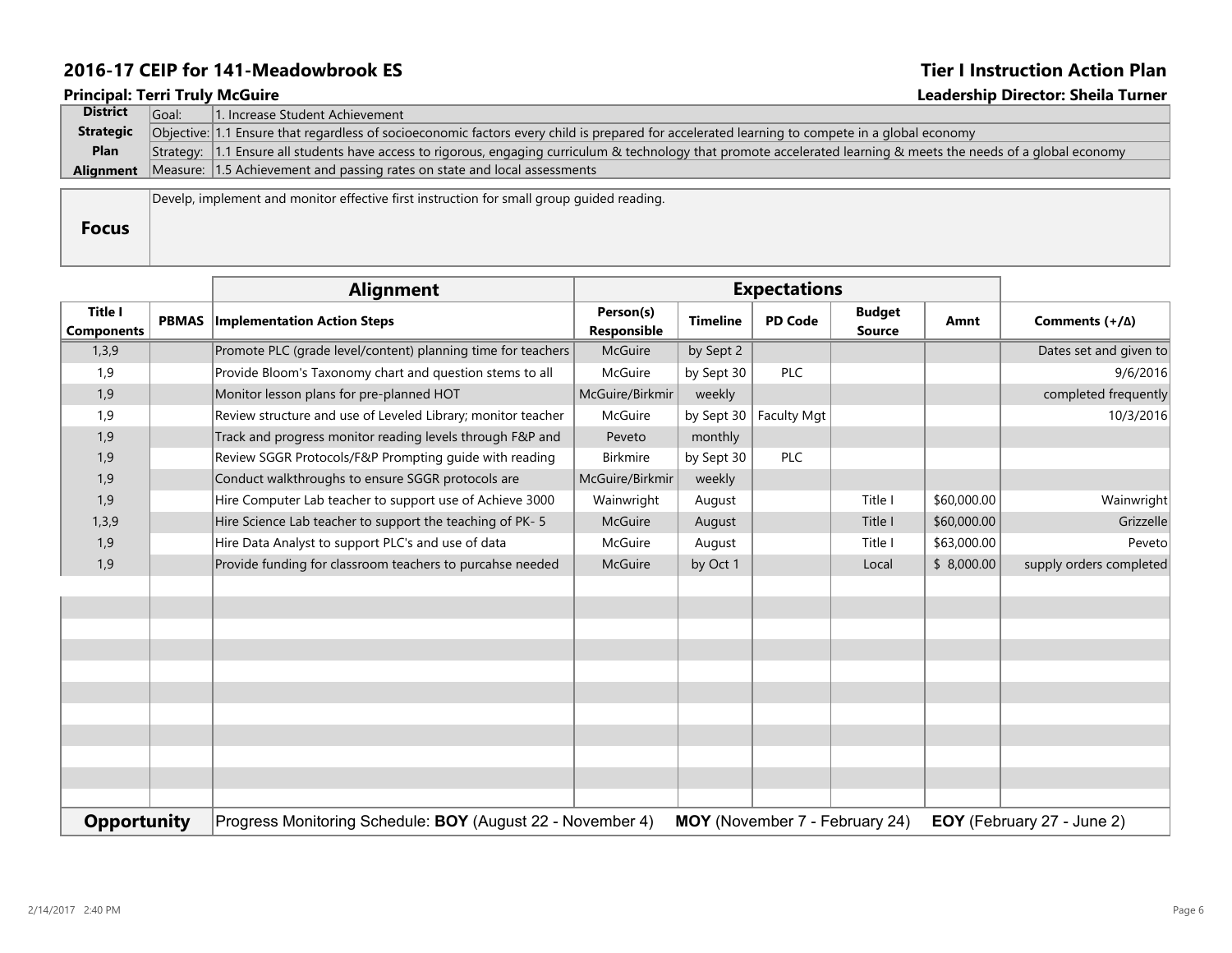## 2016-17 CEIP for 141-Meadowbrook ES

## Tier I Instruction Action Plan

**Principal: Terri Truly McGuire**

**Leadership Director: Sheila Turner**

| District Strategic Plan Alignment | | |
|---|---|---|
| | Goal: | 1. Increase Student Achievement |
| | Objective: | 1.1 Ensure that regardless of socioeconomic factors every child is prepared for accelerated learning to compete in a global economy |
| | Strategy: | 1.1 Ensure all students have access to rigorous, engaging curriculum & technology that promote accelerated learning & meets the needs of a global economy |
| | Measure: | 1.5 Achievement and passing rates on state and local assessments |

| **Focus** | Develp, implement and monitor effective first instruction for small group guided reading. |
|---|---|

| | | Alignment | Expectations | | | | | |
|---|---|---|---|---|---|---|---|---|
| **Title I Components** | **PBMAS** | **Implementation Action Steps** | **Person(s) Responsible** | **Timeline** | **PD Code** | **Budget Source** | **Amnt** | **Comments (+/Δ)** |
| 1,3,9 | | Promote PLC (grade level/content) planning time for teachers | McGuire | by Sept 2 | | | | Dates set and given to |
| 1,9 | | Provide Bloom's Taxonomy chart and question stems to all | McGuire | by Sept 30 | PLC | | | 9/6/2016 |
| 1,9 | | Monitor lesson plans for pre-planned HOT | McGuire/Birkmir | weekly | | | | completed frequently |
| 1,9 | | Review structure and use of Leveled Library; monitor teacher | McGuire | by Sept 30 | Faculty Mgt | | | 10/3/2016 |
| 1,9 | | Track and progress monitor reading levels through F&P and | Peveto | monthly | | | | |
| 1,9 | | Review SGGR Protocols/F&P Prompting guide with reading | Birkmire | by Sept 30 | PLC | | | |
| 1,9 | | Conduct walkthroughs to ensure SGGR protocols are | McGuire/Birkmir | weekly | | | | |
| 1,9 | | Hire Computer Lab teacher to support use of Achieve 3000 | Wainwright | August | | Title I | $60,000.00 | Wainwright |
| 1,3,9 | | Hire Science Lab teacher to support the teaching of PK- 5 | McGuire | August | | Title I | $60,000.00 | Grizzelle |
| 1,9 | | Hire Data Analyst to support PLC's and use of data | McGuire | August | | Title I | $63,000.00 | Peveto |
| 1,9 | | Provide funding for classroom teachers to purcahse needed | McGuire | by Oct 1 | | Local | $ 8,000.00 | supply orders completed |

| **Opportunity** | Progress Monitoring Schedule: **BOY** (August 22 - November 4) **MOY** (November 7 - February 24) **EOY** (February 27 - June 2) |
|---|---|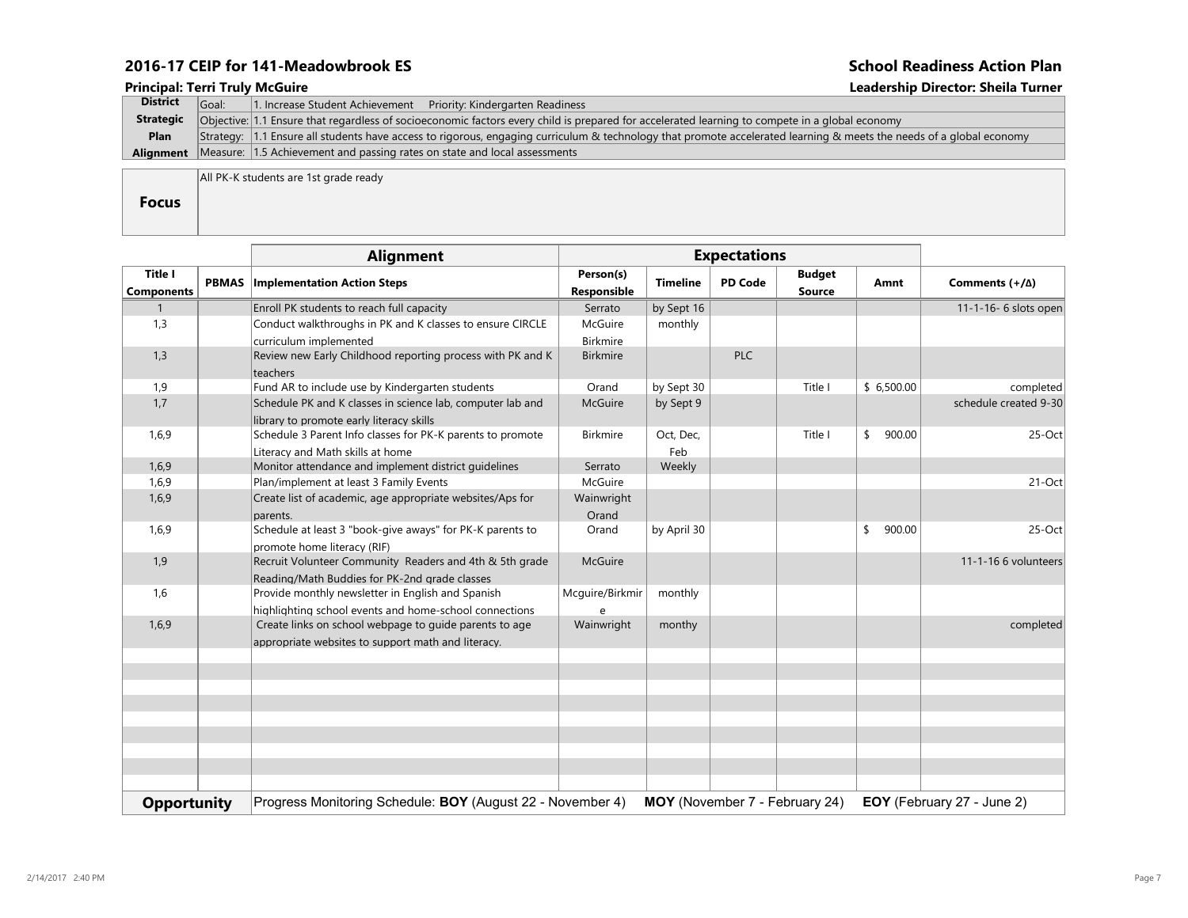## 2016-17 CEIP for 141-Meadowbrook ES

## School Readiness Action Plan

**Principal: Terri Truly McGuire**

**Leadership Director: Sheila Turner**

| District Strategic Plan Alignment | | |
|---|---|---|
| | Goal: | 1. Increase Student Achievement    Priority: Kindergarten Readiness |
| | Objective: | 1.1 Ensure that regardless of socioeconomic factors every child is prepared for accelerated learning to compete in a global economy |
| | Strategy: | 1.1 Ensure all students have access to rigorous, engaging curriculum & technology that promote accelerated learning & meets the needs of a global economy |
| | Measure: | 1.5 Achievement and passing rates on state and local assessments |

| **Focus** | All PK-K students are 1st grade ready |
|---|---|

| | | Alignment | Expectations | | | | | |
|---|---|---|---|---|---|---|---|---|
| **Title I Components** | **PBMAS** | **Implementation Action Steps** | **Person(s) Responsible** | **Timeline** | **PD Code** | **Budget Source** | **Amnt** | **Comments (+/Δ)** |
| 1 | | Enroll PK students to reach full capacity | Serrato | by Sept 16 | | | | 11-1-16- 6 slots open |
| 1,3 | | Conduct walkthroughs in PK and K classes to ensure CIRCLE curriculum implemented | McGuire Birkmire | monthly | | | | |
| 1,3 | | Review new Early Childhood reporting process with PK and K teachers | Birkmire | | PLC | | | |
| 1,9 | | Fund AR to include use by Kindergarten students | Orand | by Sept 30 | | Title I | $ 6,500.00 | completed |
| 1,7 | | Schedule PK and K classes in science lab, computer lab and library to promote early literacy skills | McGuire | by Sept 9 | | | | schedule created 9-30 |
| 1,6,9 | | Schedule 3 Parent Info classes for PK-K parents to promote Literacy and Math skills at home | Birkmire | Oct, Dec, Feb | | Title I | $ 900.00 | 25-Oct |
| 1,6,9 | | Monitor attendance and implement district guidelines | Serrato | Weekly | | | | |
| 1,6,9 | | Plan/implement at least 3 Family Events | McGuire | | | | | 21-Oct |
| 1,6,9 | | Create list of academic, age appropriate websites/Aps for parents. | Wainwright Orand | | | | | |
| 1,6,9 | | Schedule at least 3 "book-give aways" for PK-K parents to promote home literacy (RIF) | Orand | by April 30 | | | $ 900.00 | 25-Oct |
| 1,9 | | Recruit Volunteer Community Readers and 4th & 5th grade Reading/Math Buddies for PK-2nd grade classes | McGuire | | | | | 11-1-16 6 volunteers |
| 1,6 | | Provide monthly newsletter in English and Spanish highlighting school events and home-school connections | Mcguire/Birkmire | monthly | | | | |
| 1,6,9 | | Create links on school webpage to guide parents to age appropriate websites to support math and literacy. | Wainwright | monthy | | | | completed |

| **Opportunity** | Progress Monitoring Schedule: **BOY** (August 22 - November 4)    **MOY** (November 7 - February 24)    **EOY** (February 27 - June 2) |
|---|---|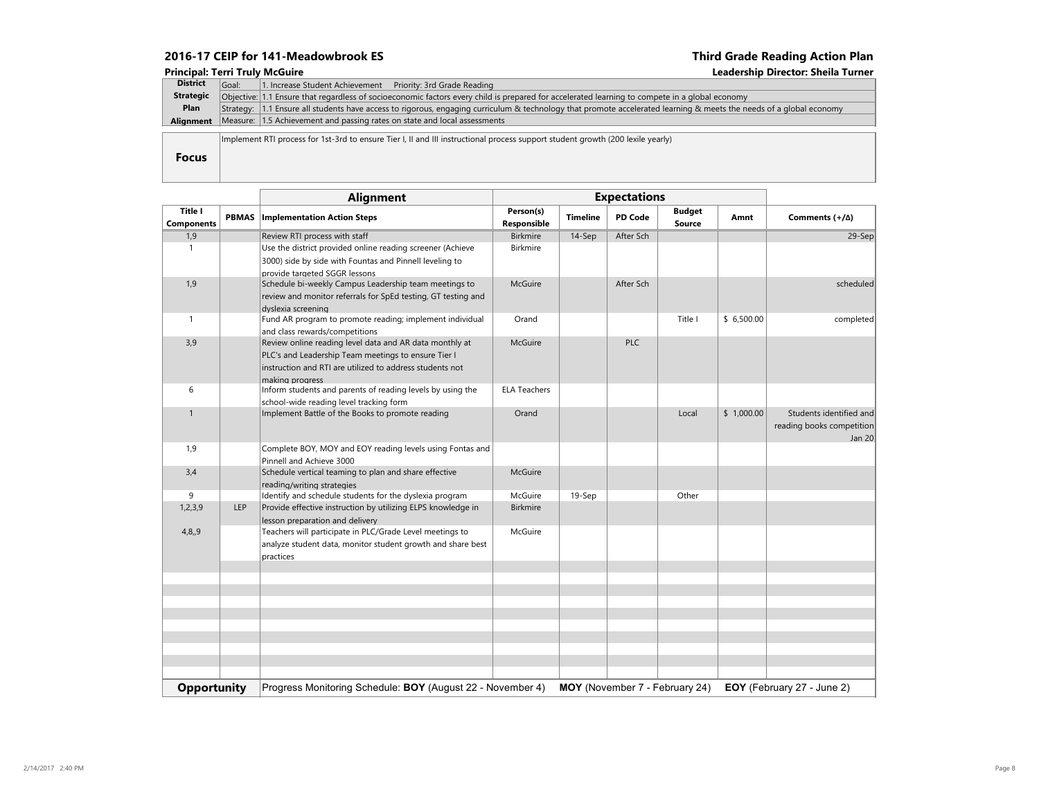## 2016-17 CEIP for 141-Meadowbrook ES

## Third Grade Reading Action Plan

**Principal: Terri Truly McGuire**

**Leadership Director: Sheila Turner**

| **District Strategic Plan Alignment** | | |
|---|---|---|
| | Goal: | 1. Increase Student Achievement     Priority: 3rd Grade Reading |
| | Objective: | 1.1 Ensure that regardless of socioeconomic factors every child is prepared for accelerated learning to compete in a global economy |
| | Strategy: | 1.1 Ensure all students have access to rigorous, engaging curriculum & technology that promote accelerated learning & meets the needs of a global economy |
| | Measure: | 1.5 Achievement and passing rates on state and local assessments |

**Focus**

Implement RTI process for 1st-3rd to ensure Tier I, II and III instructional process support student growth (200 lexile yearly)

| | | **Alignment** | **Expectations** | | | | | |
|---|---|---|---|---|---|---|---|---|
| **Title I Components** | **PBMAS** | **Implementation Action Steps** | **Person(s) Responsible** | **Timeline** | **PD Code** | **Budget Source** | **Amnt** | **Comments (+/Δ)** |
| 1,9 | | Review RTI process with staff | Birkmire | 14-Sep | After Sch | | | 29-Sep |
| 1 | | Use the district provided online reading screener (Achieve 3000) side by side with Fountas and Pinnell leveling to provide targeted SGGR lessons | Birkmire | | | | | |
| 1,9 | | Schedule bi-weekly Campus Leadership team meetings to review and monitor referrals for SpEd testing, GT testing and dyslexia screening | McGuire | | After Sch | | | scheduled |
| 1 | | Fund AR program to promote reading; implement individual and class rewards/competitions | Orand | | | Title I | $ 6,500.00 | completed |
| 3,9 | | Review online reading level data and AR data monthly at PLC's and Leadership Team meetings to ensure Tier I instruction and RTI are utilized to address students not making progress | McGuire | | PLC | | | |
| 6 | | Inform students and parents of reading levels by using the school-wide reading level tracking form | ELA Teachers | | | | | |
| 1 | | Implement Battle of the Books to promote reading | Orand | | | Local | $ 1,000.00 | Students identified and reading books competition Jan 20 |
| 1,9 | | Complete BOY, MOY and EOY reading levels using Fontas and Pinnell and Achieve 3000 | | | | | | |
| 3,4 | | Schedule vertical teaming to plan and share effective reading/writing strategies | McGuire | | | | | |
| 9 | | Identify and schedule students for the dyslexia program | McGuire | 19-Sep | | Other | | |
| 1,2,3,9 | LEP | Provide effective instruction by utilizing ELPS knowledge in lesson preparation and delivery | Birkmire | | | | | |
| 4,8,,9 | | Teachers will participate in PLC/Grade Level meetings to analyze student data, monitor student growth and share best practices | McGuire | | | | | |

**Opportunity** Progress Monitoring Schedule: **BOY** (August 22 - November 4) **MOY** (November 7 - February 24) **EOY** (February 27 - June 2)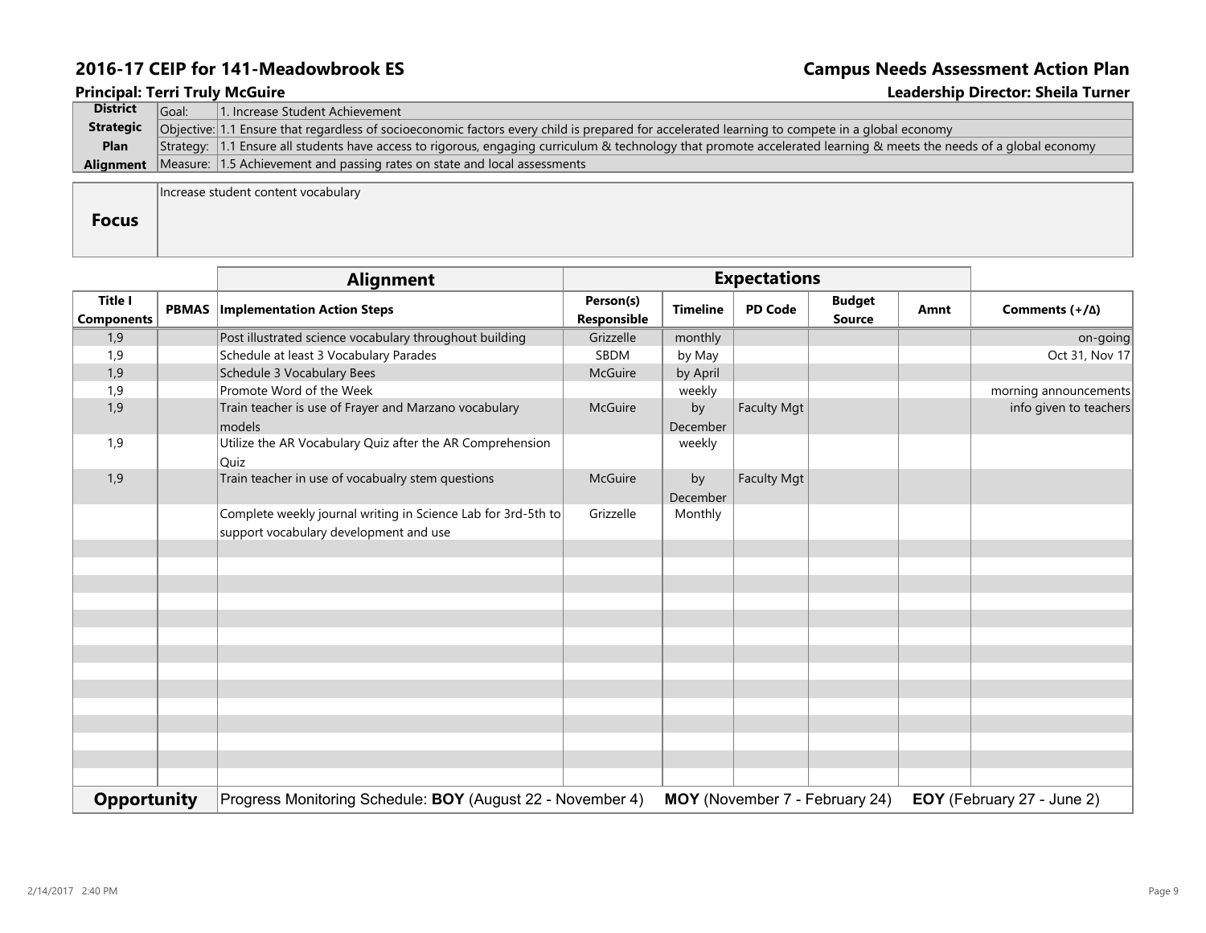## 2016-17 CEIP for 141-Meadowbrook ES

## Campus Needs Assessment Action Plan

**Principal: Terri Truly McGuire**

**Leadership Director: Sheila Turner**

| | | |
|---|---|---|
| **District Strategic Plan Alignment** | Goal: | 1. Increase Student Achievement |
| | Objective: | 1.1 Ensure that regardless of socioeconomic factors every child is prepared for accelerated learning to compete in a global economy |
| | Strategy: | 1.1 Ensure all students have access to rigorous, engaging curriculum & technology that promote accelerated learning & meets the needs of a global economy |
| | Measure: | 1.5 Achievement and passing rates on state and local assessments |

| | |
|---|---|
| **Focus** | Increase student content vocabulary |

| | | **Alignment** | **Expectations** | | | | | |
|---|---|---|---|---|---|---|---|---|
| **Title I Components** | **PBMAS** | **Implementation Action Steps** | **Person(s) Responsible** | **Timeline** | **PD Code** | **Budget Source** | **Amnt** | **Comments (+/Δ)** |
| 1,9 | | Post illustrated science vocabulary throughout building | Grizzelle | monthly | | | | on-going |
| 1,9 | | Schedule at least 3 Vocabulary Parades | SBDM | by May | | | | Oct 31, Nov 17 |
| 1,9 | | Schedule 3 Vocabulary Bees | McGuire | by April | | | | |
| 1,9 | | Promote Word of the Week | | weekly | | | | morning announcements |
| 1,9 | | Train teacher is use of Frayer and Marzano vocabulary models | McGuire | by December | Faculty Mgt | | | info given to teachers |
| 1,9 | | Utilize the AR Vocabulary Quiz after the AR Comprehension Quiz | | weekly | | | | |
| 1,9 | | Train teacher in use of vocabualry stem questions | McGuire | by December | Faculty Mgt | | | |
| | | Complete weekly journal writing in Science Lab for 3rd-5th to support vocabulary development and use | Grizzelle | Monthly | | | | |

**Opportunity** Progress Monitoring Schedule: **BOY** (August 22 - November 4) **MOY** (November 7 - February 24) **EOY** (February 27 - June 2)